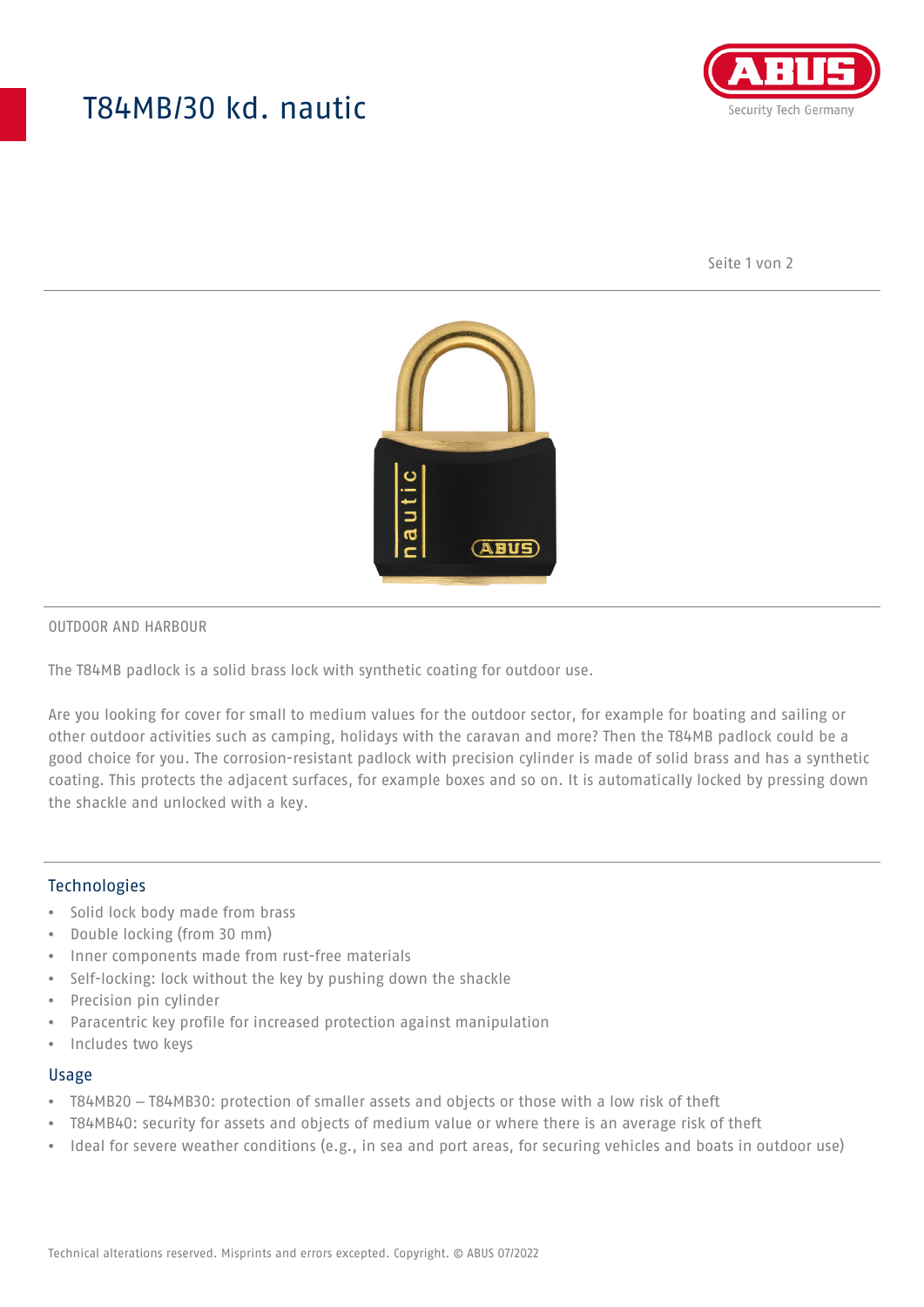# T84MB/30 kd. nautic

OUTDOOR AND HARBOUR

The T84MB padlock is a solid brass lock with synthetic coating for outdoor use.

Are you looking for cover for small to medium values for the outdoor sector, for example for boating and sailing or other outdoor activities such as camping, holidays with the caravan and more? Then the T84MB padlock could be a good choice for you. The corrosion-resistant padlock with precision cylinder is made of solid brass and has a synthetic coating. This protects the adjacent surfaces, for example boxes and so on. It is automatically locked by pressing down the shackle and unlocked with a key.

## Technologies

- Solid lock body made from brass
- Double locking (from 30 mm)
- Inner components made from rust-free materials
- Self-locking: lock without the key by pushing down the shackle
- Precision pin cylinder
- Paracentric key profile for increased protection against manipulation
- Includes two keys

## Usage

- T84MB20 – T84MB30: protection of smaller assets and objects or those with a low risk of theft
- T84MB40: security for assets and objects of medium value or where there is an average risk of theft
- Ideal for severe weather conditions (e.g., in sea and port areas, for securing vehicles and boats in outdoor use)

Technical alterations reserved. Misprints and errors excepted. Copyright. © ABUS 07/2022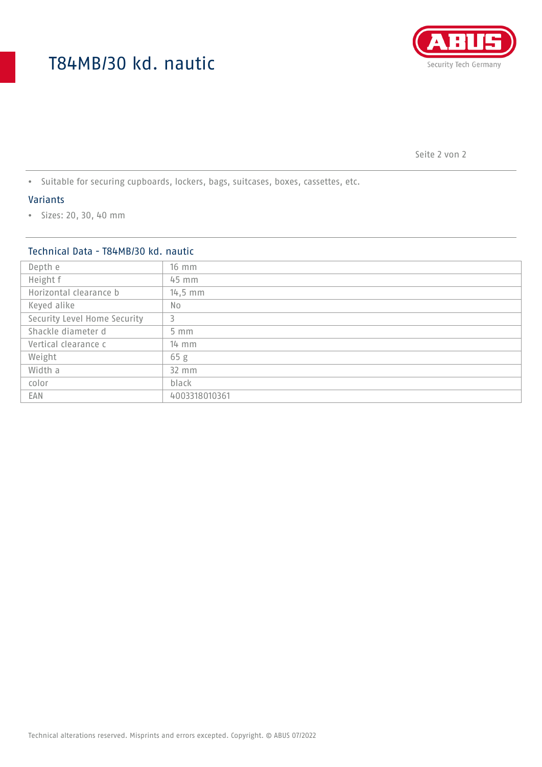- Suitable for securing cupboards, lockers, bags, suitcases, boxes, cassettes, etc.

## Variants

- Sizes: 20, 30, 40 mm

## Technical Data - T84MB/30 kd. nautic

| | |
|---|---|
| Depth e | 16 mm |
| Height f | 45 mm |
| Horizontal clearance b | 14,5 mm |
| Keyed alike | No |
| Security Level Home Security | 3 |
| Shackle diameter d | 5 mm |
| Vertical clearance c | 14 mm |
| Weight | 65 g |
| Width a | 32 mm |
| color | black |
| EAN | 4003318010361 |

Technical alterations reserved. Misprints and errors excepted. Copyright. © ABUS 07/2022